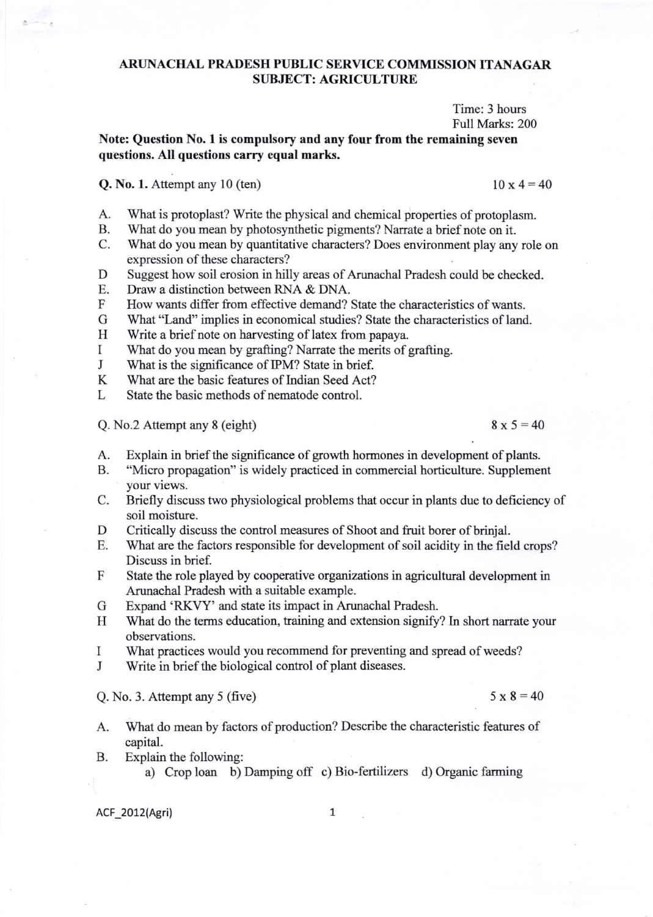## ARUNACHAL PRADESH PUBLIC SERVICE COMMISSION ITANAGAR
## SUBJECT: AGRICULTURE

Time: 3 hours
Full Marks: 200

**Note: Question No. 1 is compulsory and any four from the remaining seven questions. All questions carry equal marks.**

**Q. No. 1.** Attempt any 10 (ten) $10 \times 4 = 40$

A. What is protoplast? Write the physical and chemical properties of protoplasm.
B. What do you mean by photosynthetic pigments? Narrate a brief note on it.
C. What do you mean by quantitative characters? Does environment play any role on expression of these characters?
D Suggest how soil erosion in hilly areas of Arunachal Pradesh could be checked.
E. Draw a distinction between RNA & DNA.
F How wants differ from effective demand? State the characteristics of wants.
G What "Land" implies in economical studies? State the characteristics of land.
H Write a brief note on harvesting of latex from papaya.
I What do you mean by grafting? Narrate the merits of grafting.
J What is the significance of IPM? State in brief.
K What are the basic features of Indian Seed Act?
L State the basic methods of nematode control.

Q. No.2 Attempt any 8 (eight) $8 \times 5 = 40$

A. Explain in brief the significance of growth hormones in development of plants.
B. "Micro propagation" is widely practiced in commercial horticulture. Supplement your views.
C. Briefly discuss two physiological problems that occur in plants due to deficiency of soil moisture.
D Critically discuss the control measures of Shoot and fruit borer of brinjal.
E. What are the factors responsible for development of soil acidity in the field crops? Discuss in brief.
F State the role played by cooperative organizations in agricultural development in Arunachal Pradesh with a suitable example.
G Expand 'RKVY' and state its impact in Arunachal Pradesh.
H What do the terms education, training and extension signify? In short narrate your observations.
I What practices would you recommend for preventing and spread of weeds?
J Write in brief the biological control of plant diseases.

Q. No. 3. Attempt any 5 (five) $5 \times 8 = 40$

A. What do mean by factors of production? Describe the characteristic features of capital.
B. Explain the following:
   a) Crop loan b) Damping off c) Bio-fertilizers d) Organic farming

ACF_2012(Agri)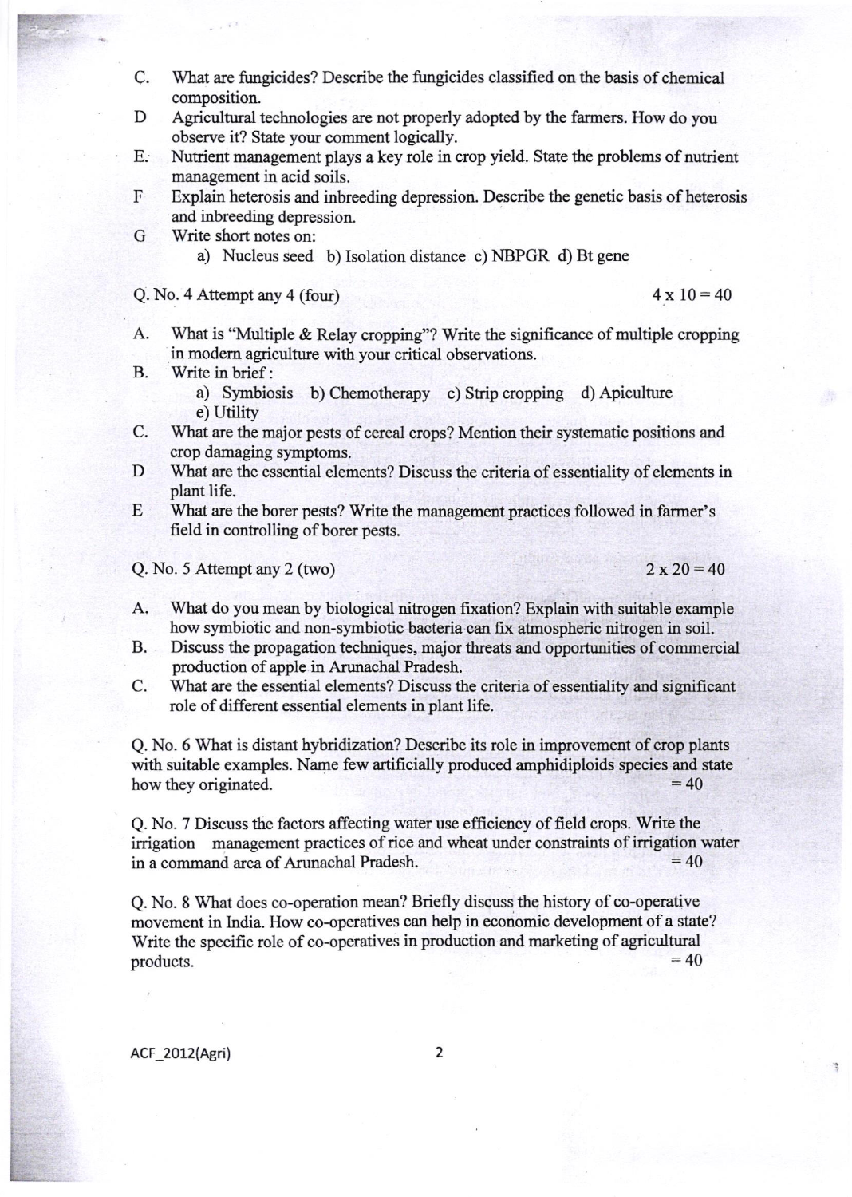C. What are fungicides? Describe the fungicides classified on the basis of chemical composition.

D Agricultural technologies are not properly adopted by the farmers. How do you observe it? State your comment logically.

E. Nutrient management plays a key role in crop yield. State the problems of nutrient management in acid soils.

F Explain heterosis and inbreeding depression. Describe the genetic basis of heterosis and inbreeding depression.

G Write short notes on:

a) Nucleus seed b) Isolation distance c) NBPGR d) Bt gene

Q. No. 4 Attempt any 4 (four) 4 x 10 = 40

A. What is "Multiple & Relay cropping"? Write the significance of multiple cropping in modern agriculture with your critical observations.

B. Write in brief :

a) Symbiosis b) Chemotherapy c) Strip cropping d) Apiculture e) Utility

C. What are the major pests of cereal crops? Mention their systematic positions and crop damaging symptoms.

D What are the essential elements? Discuss the criteria of essentiality of elements in plant life.

E What are the borer pests? Write the management practices followed in farmer's field in controlling of borer pests.

Q. No. 5 Attempt any 2 (two) 2 x 20 = 40

A. What do you mean by biological nitrogen fixation? Explain with suitable example how symbiotic and non-symbiotic bacteria can fix atmospheric nitrogen in soil.

B. Discuss the propagation techniques, major threats and opportunities of commercial production of apple in Arunachal Pradesh.

C. What are the essential elements? Discuss the criteria of essentiality and significant role of different essential elements in plant life.

Q. No. 6 What is distant hybridization? Describe its role in improvement of crop plants with suitable examples. Name few artificially produced amphidiploids species and state how they originated. = 40

Q. No. 7 Discuss the factors affecting water use efficiency of field crops. Write the irrigation management practices of rice and wheat under constraints of irrigation water in a command area of Arunachal Pradesh. = 40

Q. No. 8 What does co-operation mean? Briefly discuss the history of co-operative movement in India. How co-operatives can help in economic development of a state? Write the specific role of co-operatives in production and marketing of agricultural products. = 40

ACF_2012(Agri)